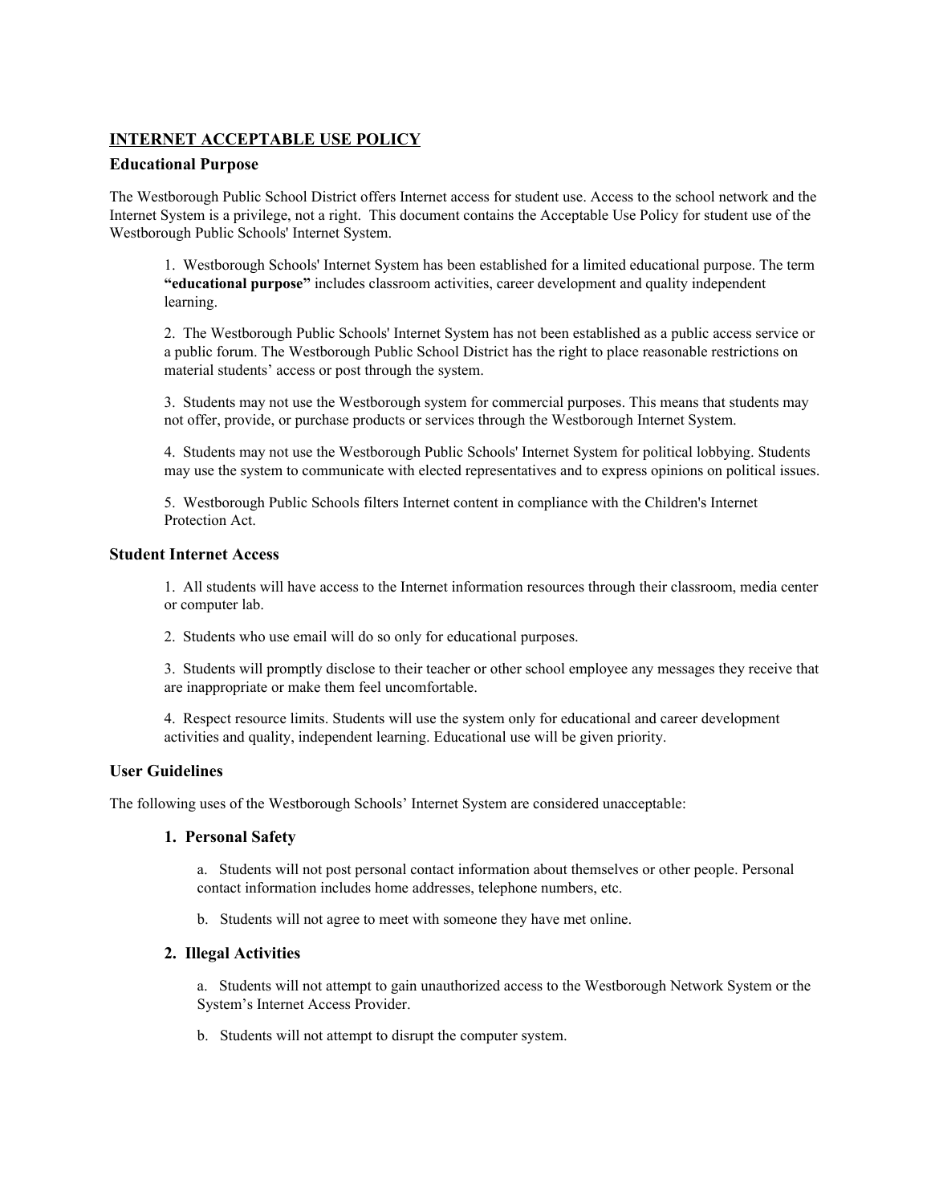# INTERNET ACCEPTABLE USE POLICY

## Educational Purpose

The Westborough Public School District offers Internet access for student use. Access to the school network and the Internet System is a privilege, not a right. This document contains the Acceptable Use Policy for student use of the Westborough Public Schools' Internet System.

1. Westborough Schools' Internet System has been established for a limited educational purpose. The term **"educational purpose"** includes classroom activities, career development and quality independent learning.

2. The Westborough Public Schools' Internet System has not been established as a public access service or a public forum. The Westborough Public School District has the right to place reasonable restrictions on material students' access or post through the system.

3. Students may not use the Westborough system for commercial purposes. This means that students may not offer, provide, or purchase products or services through the Westborough Internet System.

4. Students may not use the Westborough Public Schools' Internet System for political lobbying. Students may use the system to communicate with elected representatives and to express opinions on political issues.

5. Westborough Public Schools filters Internet content in compliance with the Children's Internet Protection Act.

## Student Internet Access

1. All students will have access to the Internet information resources through their classroom, media center or computer lab.

2. Students who use email will do so only for educational purposes.

3. Students will promptly disclose to their teacher or other school employee any messages they receive that are inappropriate or make them feel uncomfortable.

4. Respect resource limits. Students will use the system only for educational and career development activities and quality, independent learning. Educational use will be given priority.

## User Guidelines

The following uses of the Westborough Schools' Internet System are considered unacceptable:

### 1. Personal Safety

a. Students will not post personal contact information about themselves or other people. Personal contact information includes home addresses, telephone numbers, etc.

b. Students will not agree to meet with someone they have met online.

### 2. Illegal Activities

a. Students will not attempt to gain unauthorized access to the Westborough Network System or the System's Internet Access Provider.

b. Students will not attempt to disrupt the computer system.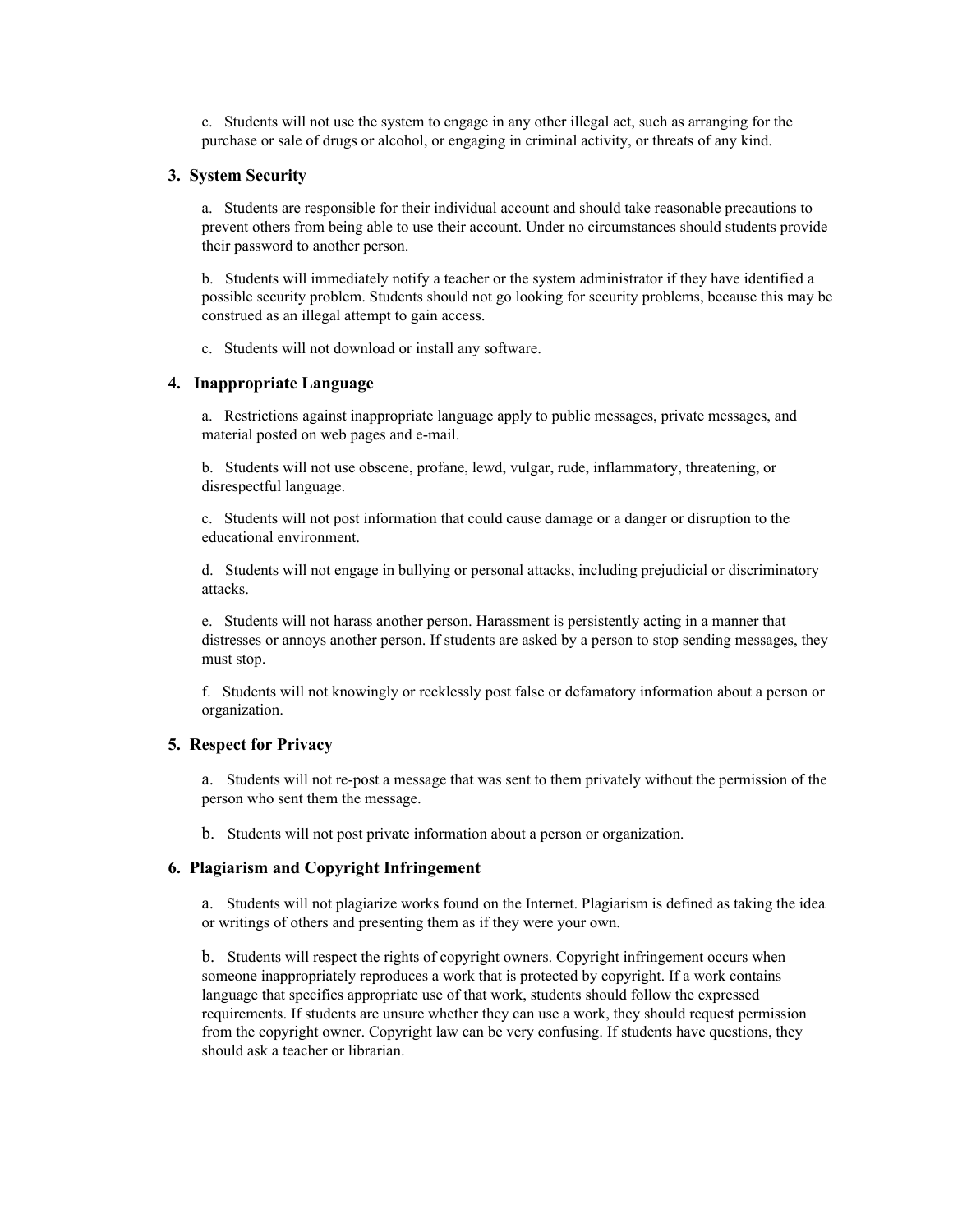c. Students will not use the system to engage in any other illegal act, such as arranging for the purchase or sale of drugs or alcohol, or engaging in criminal activity, or threats of any kind.

### 3. System Security

a. Students are responsible for their individual account and should take reasonable precautions to prevent others from being able to use their account. Under no circumstances should students provide their password to another person.

b. Students will immediately notify a teacher or the system administrator if they have identified a possible security problem. Students should not go looking for security problems, because this may be construed as an illegal attempt to gain access.

c. Students will not download or install any software.

### 4. Inappropriate Language

a. Restrictions against inappropriate language apply to public messages, private messages, and material posted on web pages and e-mail.

b. Students will not use obscene, profane, lewd, vulgar, rude, inflammatory, threatening, or disrespectful language.

c. Students will not post information that could cause damage or a danger or disruption to the educational environment.

d. Students will not engage in bullying or personal attacks, including prejudicial or discriminatory attacks.

e. Students will not harass another person. Harassment is persistently acting in a manner that distresses or annoys another person. If students are asked by a person to stop sending messages, they must stop.

f. Students will not knowingly or recklessly post false or defamatory information about a person or organization.

### 5. Respect for Privacy

a. Students will not re-post a message that was sent to them privately without the permission of the person who sent them the message.

b. Students will not post private information about a person or organization.

### 6. Plagiarism and Copyright Infringement

a. Students will not plagiarize works found on the Internet. Plagiarism is defined as taking the idea or writings of others and presenting them as if they were your own.

b. Students will respect the rights of copyright owners. Copyright infringement occurs when someone inappropriately reproduces a work that is protected by copyright. If a work contains language that specifies appropriate use of that work, students should follow the expressed requirements. If students are unsure whether they can use a work, they should request permission from the copyright owner. Copyright law can be very confusing. If students have questions, they should ask a teacher or librarian.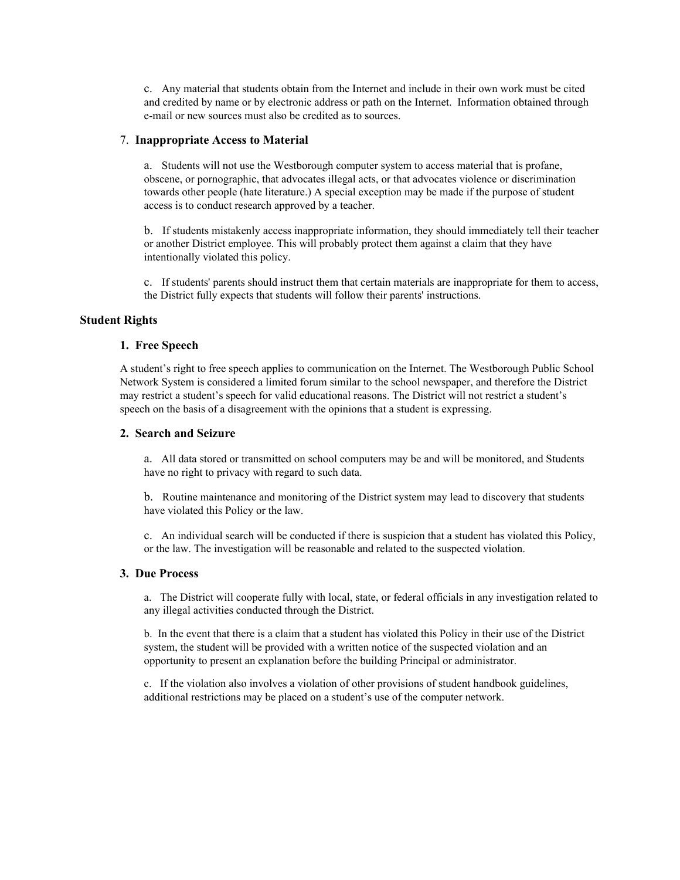c. Any material that students obtain from the Internet and include in their own work must be cited and credited by name or by electronic address or path on the Internet. Information obtained through e-mail or new sources must also be credited as to sources.

7. **Inappropriate Access to Material**

a. Students will not use the Westborough computer system to access material that is profane, obscene, or pornographic, that advocates illegal acts, or that advocates violence or discrimination towards other people (hate literature.) A special exception may be made if the purpose of student access is to conduct research approved by a teacher.

b. If students mistakenly access inappropriate information, they should immediately tell their teacher or another District employee. This will probably protect them against a claim that they have intentionally violated this policy.

c. If students' parents should instruct them that certain materials are inappropriate for them to access, the District fully expects that students will follow their parents' instructions.

## Student Rights

### 1. Free Speech

A student's right to free speech applies to communication on the Internet. The Westborough Public School Network System is considered a limited forum similar to the school newspaper, and therefore the District may restrict a student's speech for valid educational reasons. The District will not restrict a student's speech on the basis of a disagreement with the opinions that a student is expressing.

### 2. Search and Seizure

a. All data stored or transmitted on school computers may be and will be monitored, and Students have no right to privacy with regard to such data.

b. Routine maintenance and monitoring of the District system may lead to discovery that students have violated this Policy or the law.

c. An individual search will be conducted if there is suspicion that a student has violated this Policy, or the law. The investigation will be reasonable and related to the suspected violation.

### 3. Due Process

a. The District will cooperate fully with local, state, or federal officials in any investigation related to any illegal activities conducted through the District.

b. In the event that there is a claim that a student has violated this Policy in their use of the District system, the student will be provided with a written notice of the suspected violation and an opportunity to present an explanation before the building Principal or administrator.

c. If the violation also involves a violation of other provisions of student handbook guidelines, additional restrictions may be placed on a student's use of the computer network.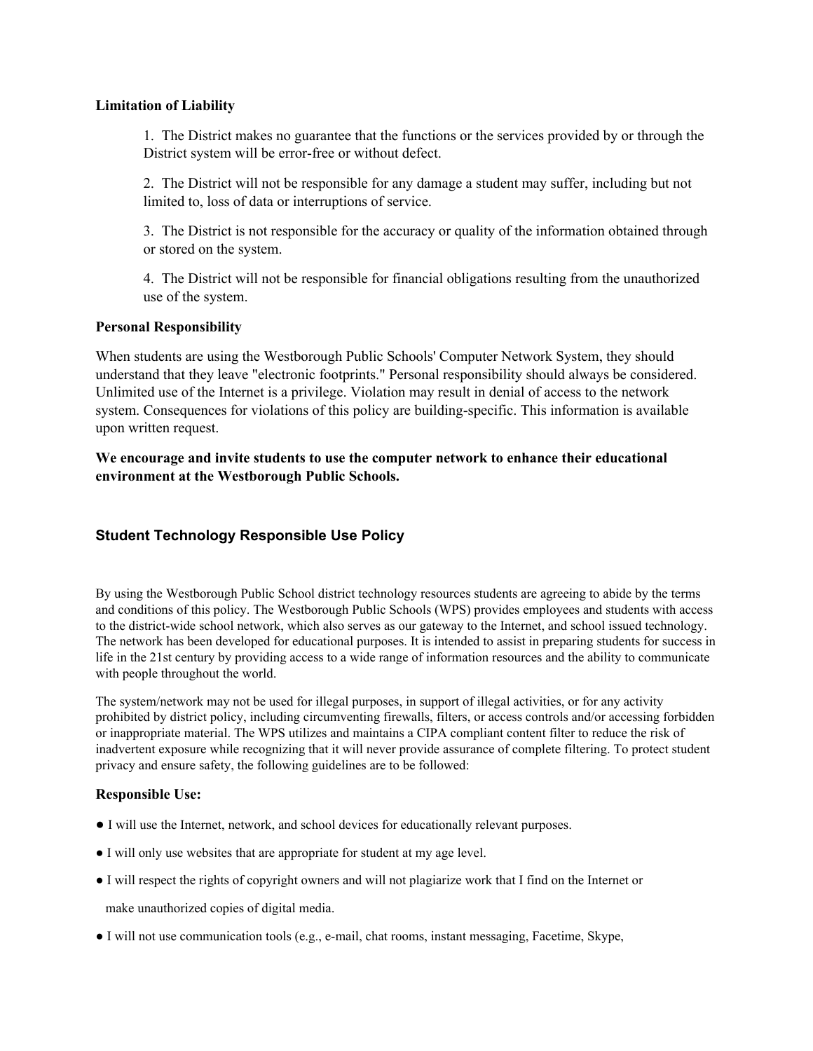**Limitation of Liability**

1. The District makes no guarantee that the functions or the services provided by or through the District system will be error-free or without defect.

2. The District will not be responsible for any damage a student may suffer, including but not limited to, loss of data or interruptions of service.

3. The District is not responsible for the accuracy or quality of the information obtained through or stored on the system.

4. The District will not be responsible for financial obligations resulting from the unauthorized use of the system.

**Personal Responsibility**

When students are using the Westborough Public Schools' Computer Network System, they should understand that they leave "electronic footprints." Personal responsibility should always be considered. Unlimited use of the Internet is a privilege. Violation may result in denial of access to the network system. Consequences for violations of this policy are building-specific. This information is available upon written request.

**We encourage and invite students to use the computer network to enhance their educational environment at the Westborough Public Schools.**

## Student Technology Responsible Use Policy

By using the Westborough Public School district technology resources students are agreeing to abide by the terms and conditions of this policy. The Westborough Public Schools (WPS) provides employees and students with access to the district-wide school network, which also serves as our gateway to the Internet, and school issued technology. The network has been developed for educational purposes. It is intended to assist in preparing students for success in life in the 21st century by providing access to a wide range of information resources and the ability to communicate with people throughout the world.

The system/network may not be used for illegal purposes, in support of illegal activities, or for any activity prohibited by district policy, including circumventing firewalls, filters, or access controls and/or accessing forbidden or inappropriate material. The WPS utilizes and maintains a CIPA compliant content filter to reduce the risk of inadvertent exposure while recognizing that it will never provide assurance of complete filtering. To protect student privacy and ensure safety, the following guidelines are to be followed:

### Responsible Use:

- I will use the Internet, network, and school devices for educationally relevant purposes.
- I will only use websites that are appropriate for student at my age level.
- I will respect the rights of copyright owners and will not plagiarize work that I find on the Internet or make unauthorized copies of digital media.
- I will not use communication tools (e.g., e-mail, chat rooms, instant messaging, Facetime, Skype,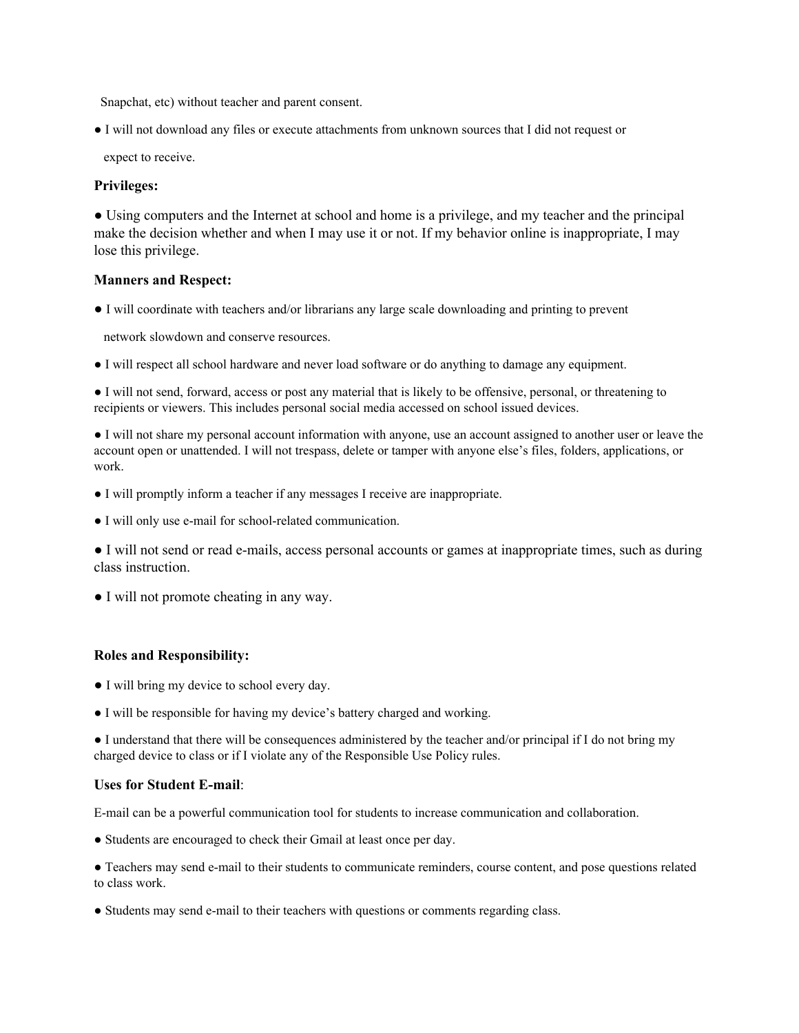Snapchat, etc) without teacher and parent consent.

- I will not download any files or execute attachments from unknown sources that I did not request or expect to receive.

**Privileges:**

- Using computers and the Internet at school and home is a privilege, and my teacher and the principal make the decision whether and when I may use it or not. If my behavior online is inappropriate, I may lose this privilege.

**Manners and Respect:**

- I will coordinate with teachers and/or librarians any large scale downloading and printing to prevent network slowdown and conserve resources.
- I will respect all school hardware and never load software or do anything to damage any equipment.
- I will not send, forward, access or post any material that is likely to be offensive, personal, or threatening to recipients or viewers. This includes personal social media accessed on school issued devices.
- I will not share my personal account information with anyone, use an account assigned to another user or leave the account open or unattended. I will not trespass, delete or tamper with anyone else's files, folders, applications, or work.
- I will promptly inform a teacher if any messages I receive are inappropriate.
- I will only use e-mail for school-related communication.
- I will not send or read e-mails, access personal accounts or games at inappropriate times, such as during class instruction.
- I will not promote cheating in any way.

**Roles and Responsibility:**

- I will bring my device to school every day.
- I will be responsible for having my device's battery charged and working.
- I understand that there will be consequences administered by the teacher and/or principal if I do not bring my charged device to class or if I violate any of the Responsible Use Policy rules.

**Uses for Student E-mail**:

E-mail can be a powerful communication tool for students to increase communication and collaboration.

- Students are encouraged to check their Gmail at least once per day.
- Teachers may send e-mail to their students to communicate reminders, course content, and pose questions related to class work.
- Students may send e-mail to their teachers with questions or comments regarding class.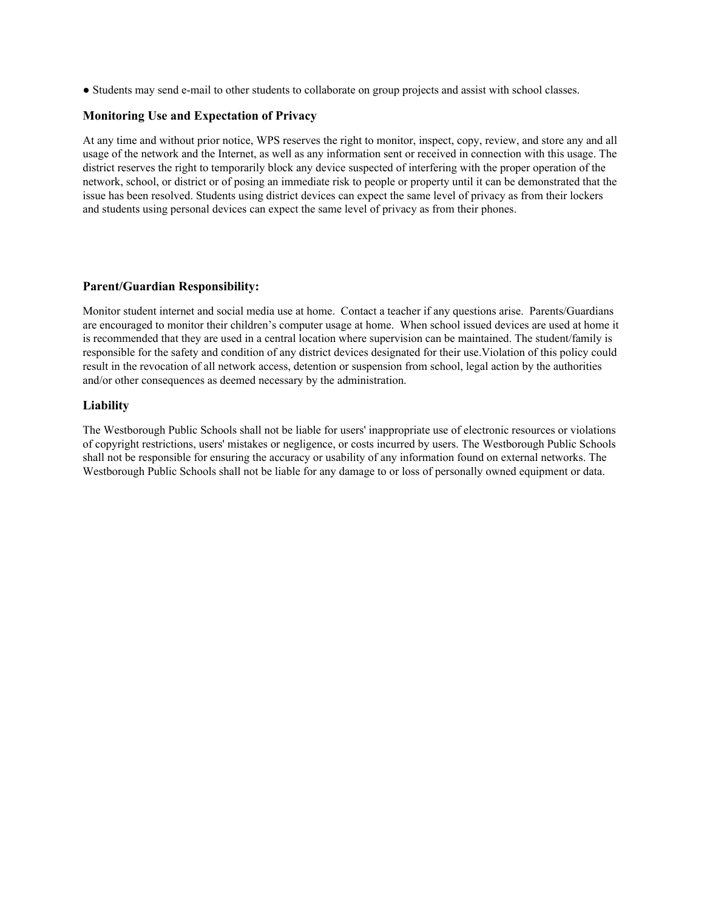- Students may send e-mail to other students to collaborate on group projects and assist with school classes.

### Monitoring Use and Expectation of Privacy

At any time and without prior notice, WPS reserves the right to monitor, inspect, copy, review, and store any and all usage of the network and the Internet, as well as any information sent or received in connection with this usage. The district reserves the right to temporarily block any device suspected of interfering with the proper operation of the network, school, or district or of posing an immediate risk to people or property until it can be demonstrated that the issue has been resolved. Students using district devices can expect the same level of privacy as from their lockers and students using personal devices can expect the same level of privacy as from their phones.

### Parent/Guardian Responsibility:

Monitor student internet and social media use at home. Contact a teacher if any questions arise. Parents/Guardians are encouraged to monitor their children's computer usage at home. When school issued devices are used at home it is recommended that they are used in a central location where supervision can be maintained. The student/family is responsible for the safety and condition of any district devices designated for their use.Violation of this policy could result in the revocation of all network access, detention or suspension from school, legal action by the authorities and/or other consequences as deemed necessary by the administration.

### Liability

The Westborough Public Schools shall not be liable for users' inappropriate use of electronic resources or violations of copyright restrictions, users' mistakes or negligence, or costs incurred by users. The Westborough Public Schools shall not be responsible for ensuring the accuracy or usability of any information found on external networks. The Westborough Public Schools shall not be liable for any damage to or loss of personally owned equipment or data.